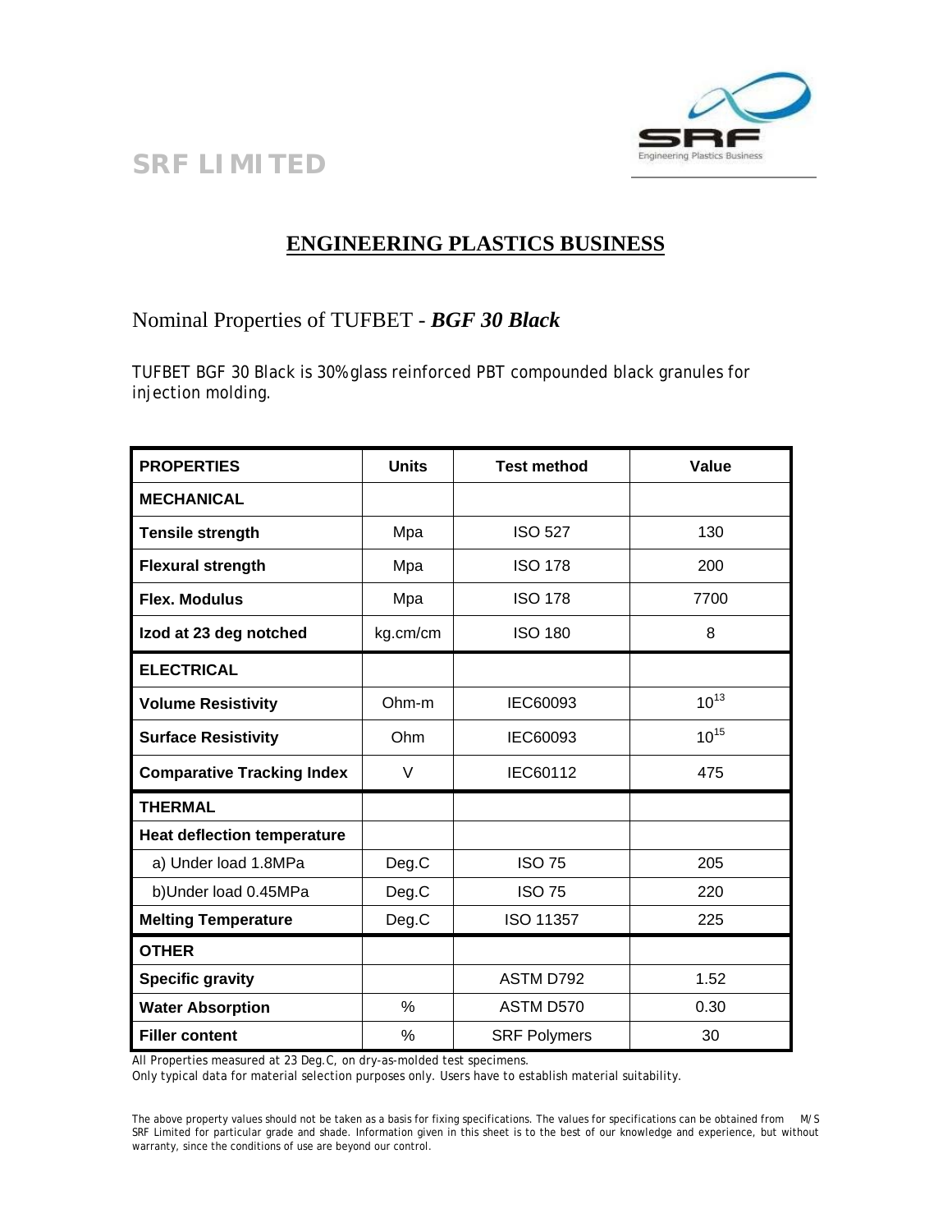# SRF LIMITED

## ENGINEERING PLASTICS BUSINESS

### Nominal Properties of TUFBET - *BGF 30 Black*

TUFBET BGF 30 Black is 30% glass reinforced PBT compounded black granules for injection molding.

| PROPERTIES | Units | Test method | Value |
|---|---|---|---|
| **MECHANICAL** | | | |
| **Tensile strength** | Mpa | ISO 527 | 130 |
| **Flexural strength** | Mpa | ISO 178 | 200 |
| **Flex. Modulus** | Mpa | ISO 178 | 7700 |
| **Izod at 23 deg notched** | kg.cm/cm | ISO 180 | 8 |
| **ELECTRICAL** | | | |
| **Volume Resistivity** | Ohm-m | IEC60093 | $10^{13}$ |
| **Surface Resistivity** | Ohm | IEC60093 | $10^{15}$ |
| **Comparative Tracking Index** | V | IEC60112 | 475 |
| **THERMAL** | | | |
| **Heat deflection temperature** | | | |
| a) Under load 1.8MPa | Deg.C | ISO 75 | 205 |
| b)Under load 0.45MPa | Deg.C | ISO 75 | 220 |
| **Melting Temperature** | Deg.C | ISO 11357 | 225 |
| **OTHER** | | | |
| **Specific gravity** | | ASTM D792 | 1.52 |
| **Water Absorption** | % | ASTM D570 | 0.30 |
| **Filler content** | % | SRF Polymers | 30 |

All Properties measured at 23 Deg.C, on dry-as-molded test specimens.
Only typical data for material selection purposes only. Users have to establish material suitability.

The above property values should not be taken as a basis for fixing specifications. The values for specifications can be obtained from M/S SRF Limited for particular grade and shade. Information given in this sheet is to the best of our knowledge and experience, but without warranty, since the conditions of use are beyond our control.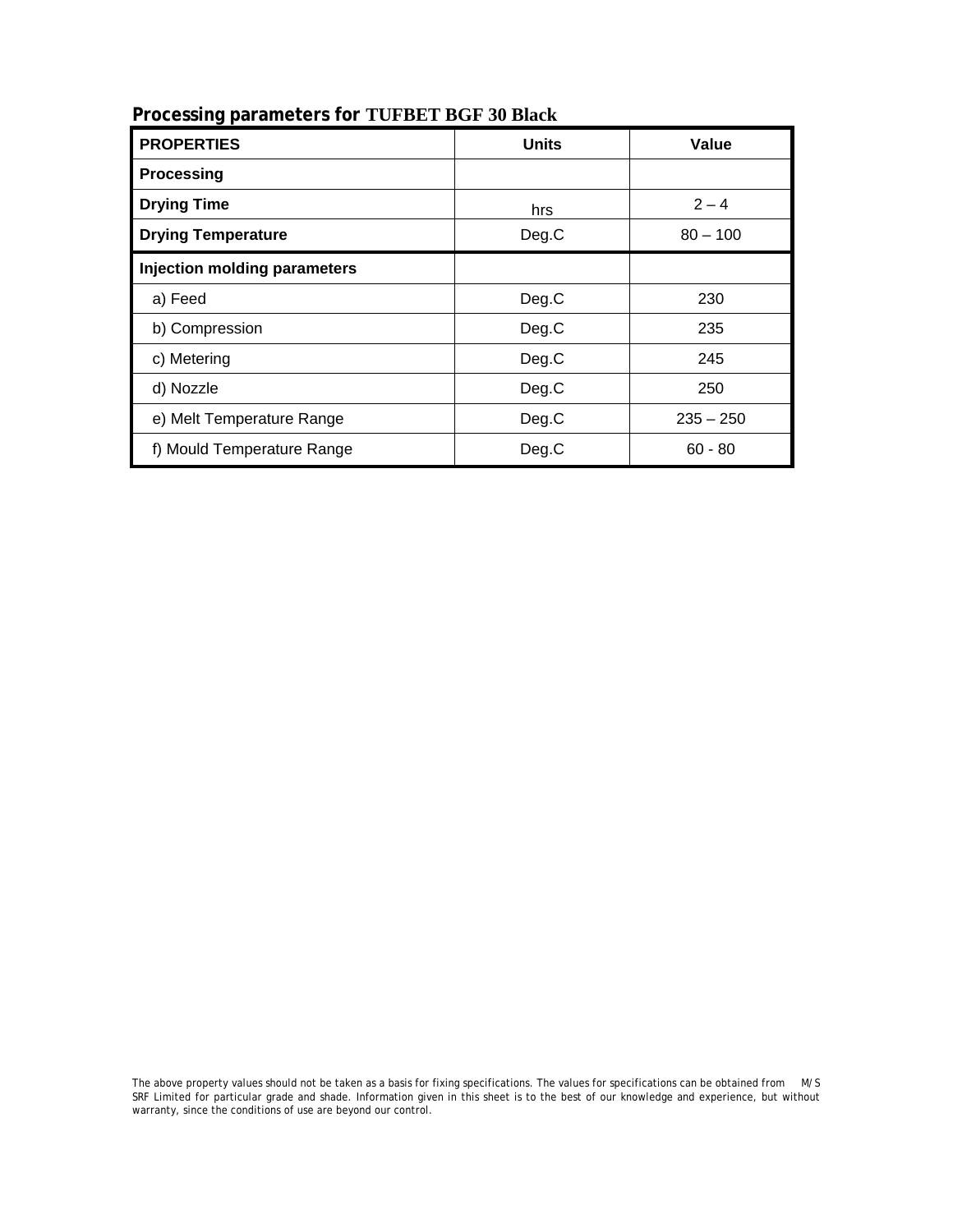## Processing parameters for TUFBET BGF 30 Black

| PROPERTIES | Units | Value |
|---|---|---|
| **Processing** | | |
| **Drying Time** | hrs | 2 – 4 |
| **Drying Temperature** | Deg.C | 80 – 100 |
| **Injection molding parameters** | | |
| a) Feed | Deg.C | 230 |
| b) Compression | Deg.C | 235 |
| c) Metering | Deg.C | 245 |
| d) Nozzle | Deg.C | 250 |
| e) Melt Temperature Range | Deg.C | 235 – 250 |
| f) Mould Temperature Range | Deg.C | 60 - 80 |

The above property values should not be taken as a basis for fixing specifications. The values for specifications can be obtained from M/S SRF Limited for particular grade and shade. Information given in this sheet is to the best of our knowledge and experience, but without warranty, since the conditions of use are beyond our control.